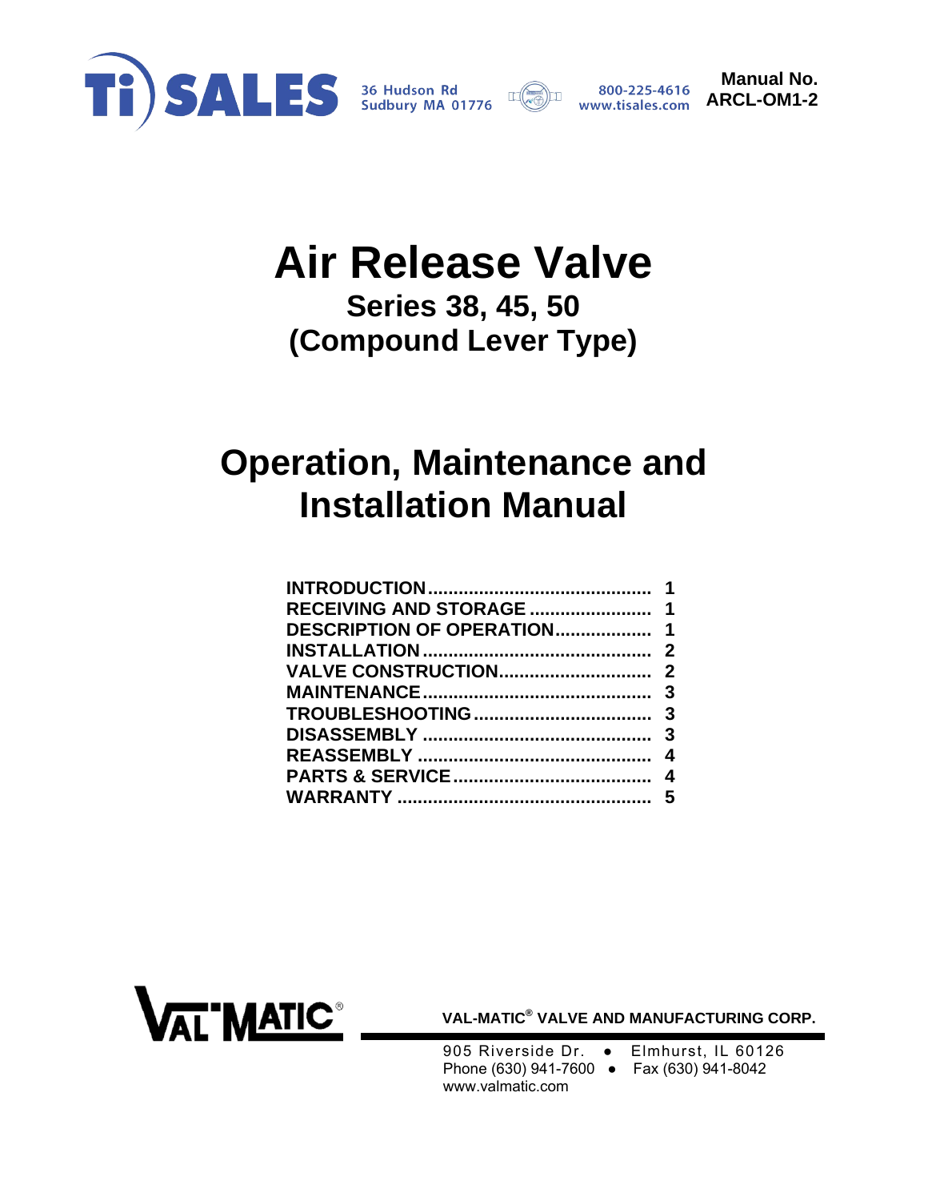Ti SALES 36 Hudson Rd Sudbury MA 01776 800-225-4616 www.tisales.com

**Manual No. ARCL-OM1-2**

# Air Release Valve

## Series 38, 45, 50
## (Compound Lever Type)

# Operation, Maintenance and Installation Manual

| | |
|---|---|
| **INTRODUCTION** | **1** |
| **RECEIVING AND STORAGE** | **1** |
| **DESCRIPTION OF OPERATION** | **1** |
| **INSTALLATION** | **2** |
| **VALVE CONSTRUCTION** | **2** |
| **MAINTENANCE** | **3** |
| **TROUBLESHOOTING** | **3** |
| **DISASSEMBLY** | **3** |
| **REASSEMBLY** | **4** |
| **PARTS & SERVICE** | **4** |
| **WARRANTY** | **5** |

**VAL-MATIC® VALVE AND MANUFACTURING CORP.**

905 Riverside Dr. ● Elmhurst, IL 60126
Phone (630) 941-7600 ● Fax (630) 941-8042
www.valmatic.com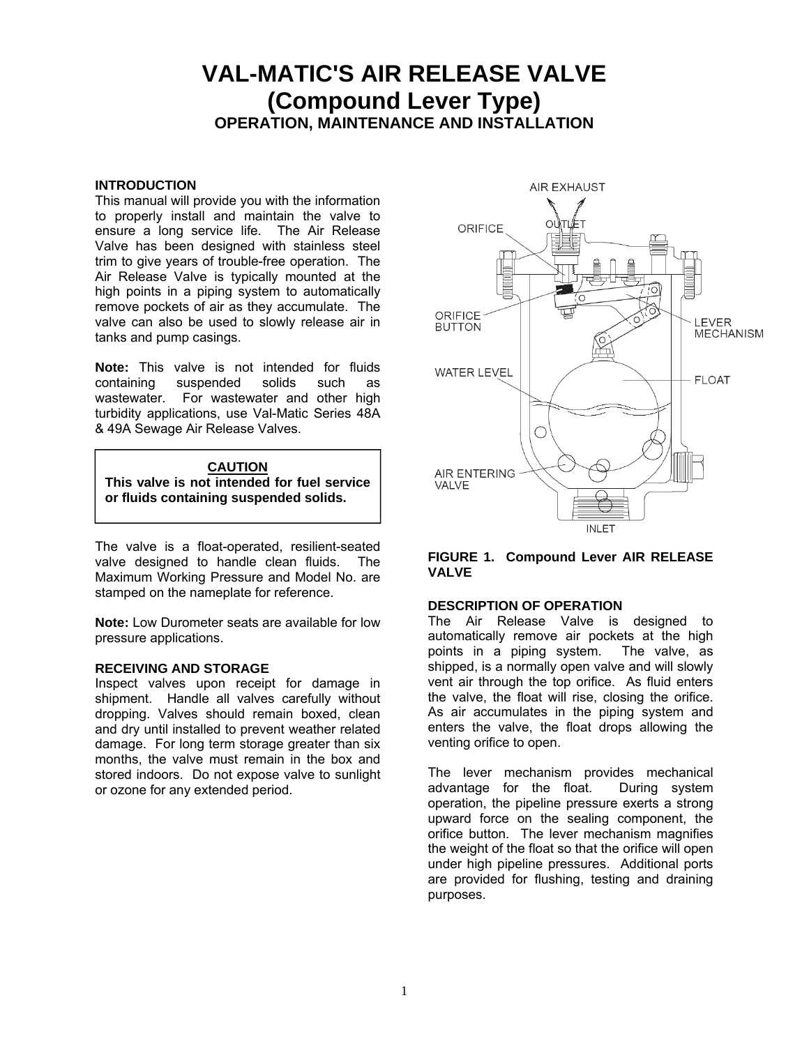# VAL-MATIC'S AIR RELEASE VALVE
## (Compound Lever Type)
### OPERATION, MAINTENANCE AND INSTALLATION

#### INTRODUCTION

This manual will provide you with the information to properly install and maintain the valve to ensure a long service life. The Air Release Valve has been designed with stainless steel trim to give years of trouble-free operation. The Air Release Valve is typically mounted at the high points in a piping system to automatically remove pockets of air as they accumulate. The valve can also be used to slowly release air in tanks and pump casings.

**Note:** This valve is not intended for fluids containing suspended solids such as wastewater. For wastewater and other high turbidity applications, use Val-Matic Series 48A & 49A Sewage Air Release Valves.

> **<u>CAUTION</u>**
>
> **This valve is not intended for fuel service or fluids containing suspended solids.**

The valve is a float-operated, resilient-seated valve designed to handle clean fluids. The Maximum Working Pressure and Model No. are stamped on the nameplate for reference.

**Note:** Low Durometer seats are available for low pressure applications.

#### RECEIVING AND STORAGE

Inspect valves upon receipt for damage in shipment. Handle all valves carefully without dropping. Valves should remain boxed, clean and dry until installed to prevent weather related damage. For long term storage greater than six months, the valve must remain in the box and stored indoors. Do not expose valve to sunlight or ozone for any extended period.

AIR EXHAUST, OUTLET, ORIFICE, ORIFICE BUTTON, LEVER MECHANISM, WATER LEVEL, FLOAT, AIR ENTERING VALVE, INLET

**FIGURE 1. Compound Lever AIR RELEASE VALVE**

#### DESCRIPTION OF OPERATION

The Air Release Valve is designed to automatically remove air pockets at the high points in a piping system. The valve, as shipped, is a normally open valve and will slowly vent air through the top orifice. As fluid enters the valve, the float will rise, closing the orifice. As air accumulates in the piping system and enters the valve, the float drops allowing the venting orifice to open.

The lever mechanism provides mechanical advantage for the float. During system operation, the pipeline pressure exerts a strong upward force on the sealing component, the orifice button. The lever mechanism magnifies the weight of the float so that the orifice will open under high pipeline pressures. Additional ports are provided for flushing, testing and draining purposes.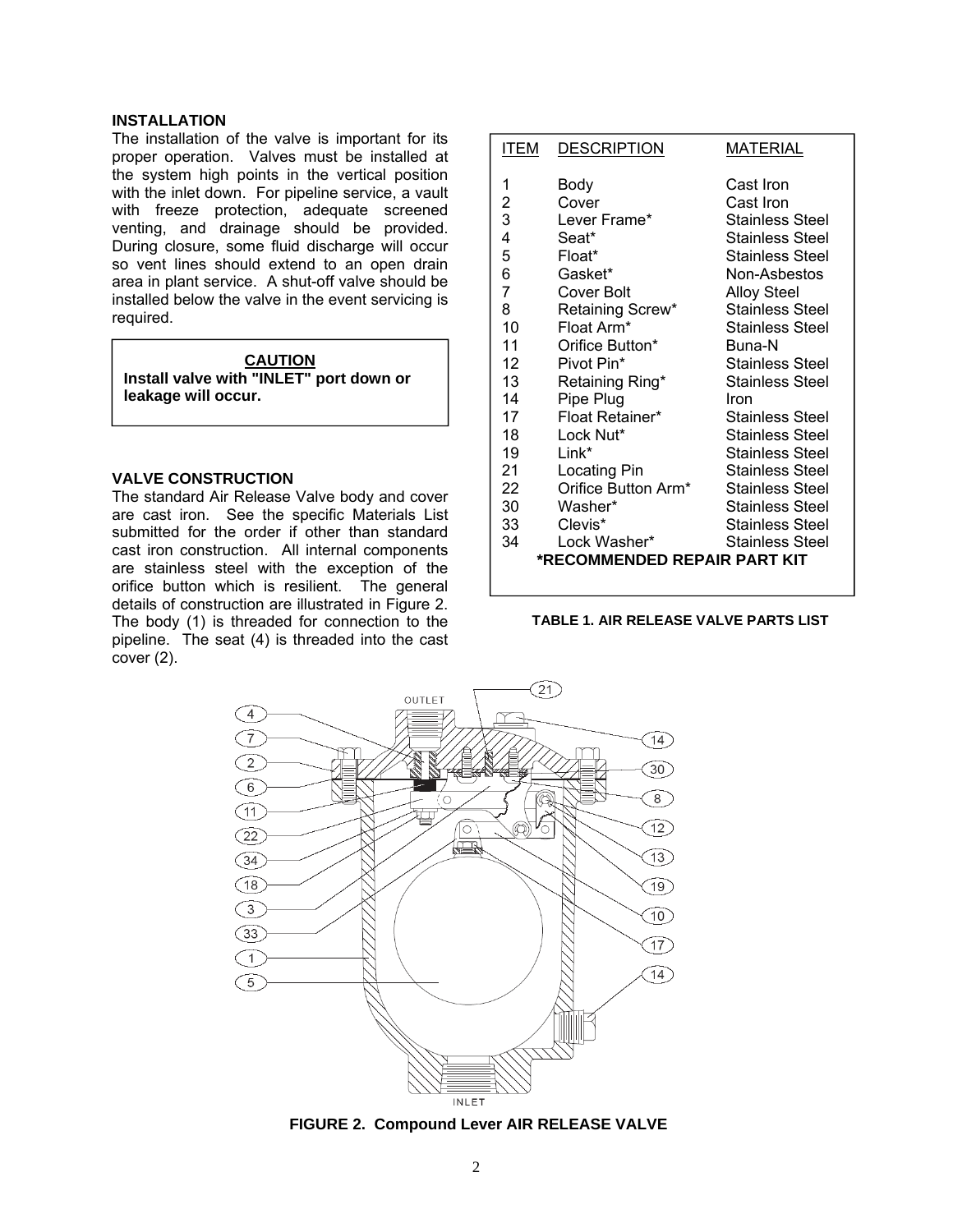## INSTALLATION

The installation of the valve is important for its proper operation. Valves must be installed at the system high points in the vertical position with the inlet down. For pipeline service, a vault with freeze protection, adequate screened venting, and drainage should be provided. During closure, some fluid discharge will occur so vent lines should extend to an open drain area in plant service. A shut-off valve should be installed below the valve in the event servicing is required.

> **CAUTION**
>
> **Install valve with "INLET" port down or leakage will occur.**

## VALVE CONSTRUCTION

The standard Air Release Valve body and cover are cast iron. See the specific Materials List submitted for the order if other than standard cast iron construction. All internal components are stainless steel with the exception of the orifice button which is resilient. The general details of construction are illustrated in Figure 2. The body (1) is threaded for connection to the pipeline. The seat (4) is threaded into the cast cover (2).

| ITEM | DESCRIPTION | MATERIAL |
|---|---|---|
| 1 | Body | Cast Iron |
| 2 | Cover | Cast Iron |
| 3 | Lever Frame* | Stainless Steel |
| 4 | Seat* | Stainless Steel |
| 5 | Float* | Stainless Steel |
| 6 | Gasket* | Non-Asbestos |
| 7 | Cover Bolt | Alloy Steel |
| 8 | Retaining Screw* | Stainless Steel |
| 10 | Float Arm* | Stainless Steel |
| 11 | Orifice Button* | Buna-N |
| 12 | Pivot Pin* | Stainless Steel |
| 13 | Retaining Ring* | Stainless Steel |
| 14 | Pipe Plug | Iron |
| 17 | Float Retainer* | Stainless Steel |
| 18 | Lock Nut* | Stainless Steel |
| 19 | Link* | Stainless Steel |
| 21 | Locating Pin | Stainless Steel |
| 22 | Orifice Button Arm* | Stainless Steel |
| 30 | Washer* | Stainless Steel |
| 33 | Clevis* | Stainless Steel |
| 34 | Lock Washer* | Stainless Steel |

**\*RECOMMENDED REPAIR PART KIT**

**TABLE 1. AIR RELEASE VALVE PARTS LIST**

**FIGURE 2. Compound Lever AIR RELEASE VALVE**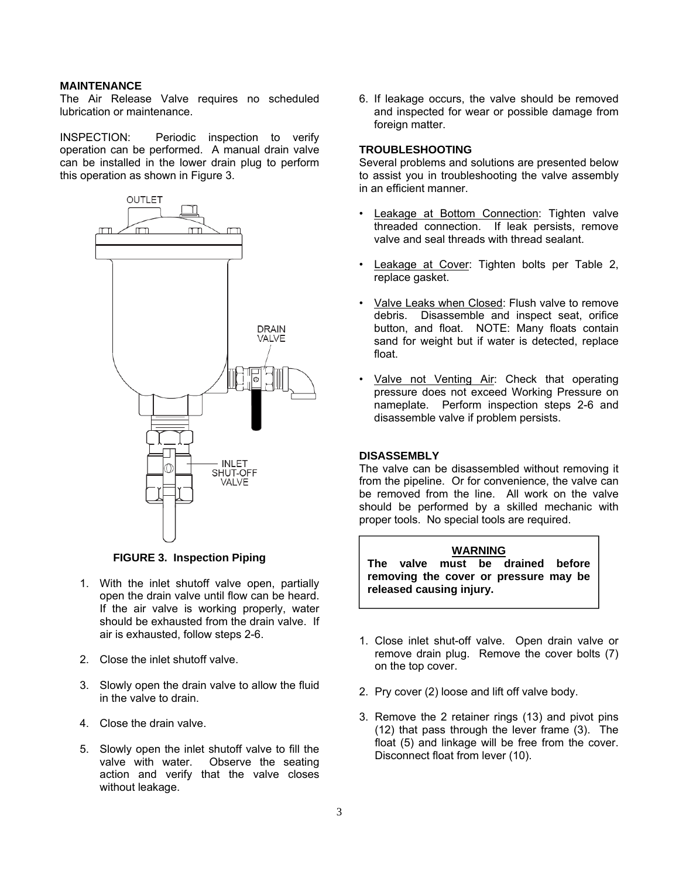## MAINTENANCE

The Air Release Valve requires no scheduled lubrication or maintenance.

INSPECTION: Periodic inspection to verify operation can be performed. A manual drain valve can be installed in the lower drain plug to perform this operation as shown in Figure 3.

**FIGURE 3. Inspection Piping**

1. With the inlet shutoff valve open, partially open the drain valve until flow can be heard. If the air valve is working properly, water should be exhausted from the drain valve. If air is exhausted, follow steps 2-6.
2. Close the inlet shutoff valve.
3. Slowly open the drain valve to allow the fluid in the valve to drain.
4. Close the drain valve.
5. Slowly open the inlet shutoff valve to fill the valve with water. Observe the seating action and verify that the valve closes without leakage.
6. If leakage occurs, the valve should be removed and inspected for wear or possible damage from foreign matter.

## TROUBLESHOOTING

Several problems and solutions are presented below to assist you in troubleshooting the valve assembly in an efficient manner.

- Leakage at Bottom Connection: Tighten valve threaded connection. If leak persists, remove valve and seal threads with thread sealant.
- Leakage at Cover: Tighten bolts per Table 2, replace gasket.
- Valve Leaks when Closed: Flush valve to remove debris. Disassemble and inspect seat, orifice button, and float. NOTE: Many floats contain sand for weight but if water is detected, replace float.
- Valve not Venting Air: Check that operating pressure does not exceed Working Pressure on nameplate. Perform inspection steps 2-6 and disassemble valve if problem persists.

## DISASSEMBLY

The valve can be disassembled without removing it from the pipeline. Or for convenience, the valve can be removed from the line. All work on the valve should be performed by a skilled mechanic with proper tools. No special tools are required.

> **WARNING**
>
> **The valve must be drained before removing the cover or pressure may be released causing injury.**

1. Close inlet shut-off valve. Open drain valve or remove drain plug. Remove the cover bolts (7) on the top cover.
2. Pry cover (2) loose and lift off valve body.
3. Remove the 2 retainer rings (13) and pivot pins (12) that pass through the lever frame (3). The float (5) and linkage will be free from the cover. Disconnect float from lever (10).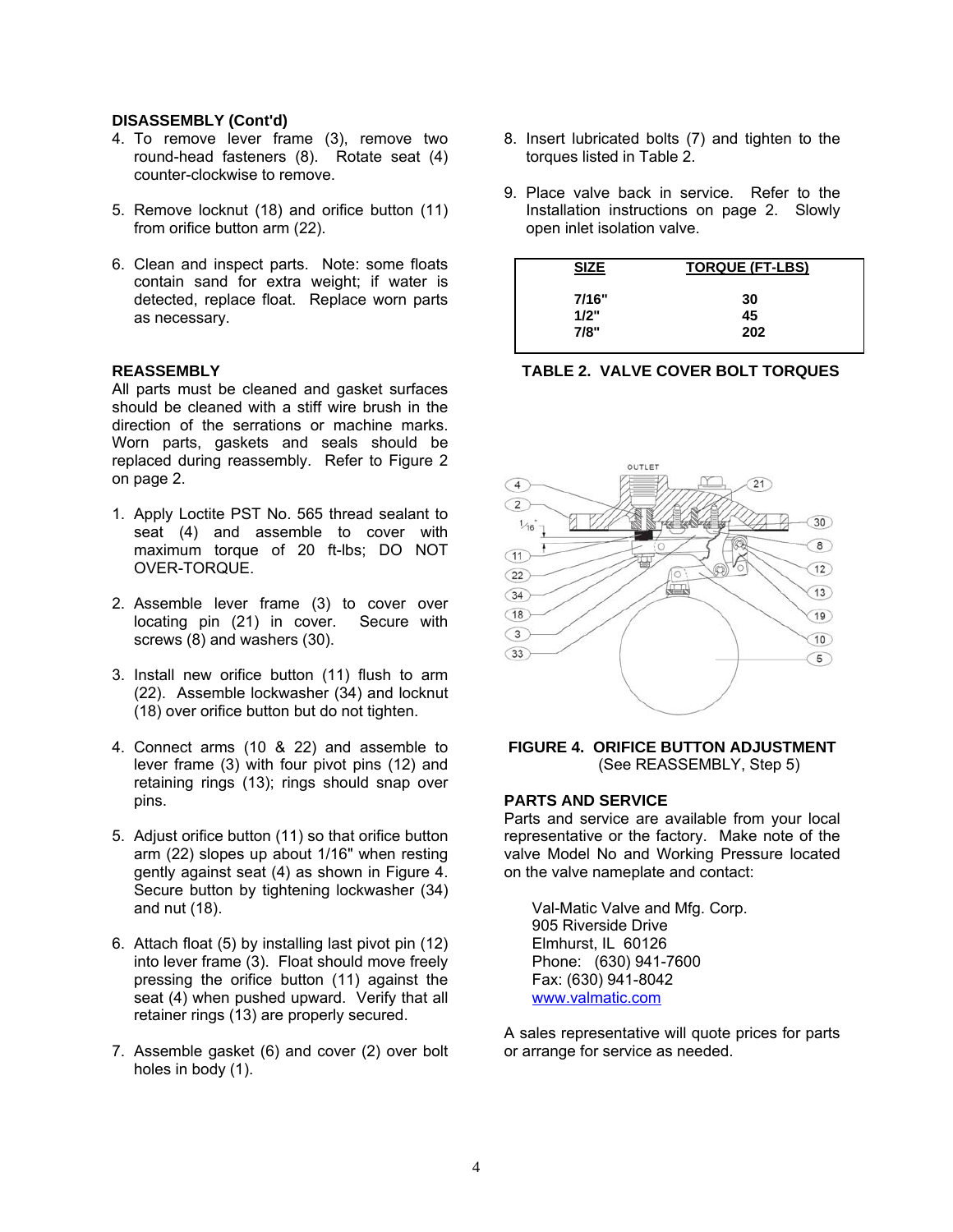### DISASSEMBLY (Cont'd)

4. To remove lever frame (3), remove two round-head fasteners (8). Rotate seat (4) counter-clockwise to remove.

5. Remove locknut (18) and orifice button (11) from orifice button arm (22).

6. Clean and inspect parts. Note: some floats contain sand for extra weight; if water is detected, replace float. Replace worn parts as necessary.

### REASSEMBLY

All parts must be cleaned and gasket surfaces should be cleaned with a stiff wire brush in the direction of the serrations or machine marks. Worn parts, gaskets and seals should be replaced during reassembly. Refer to Figure 2 on page 2.

1. Apply Loctite PST No. 565 thread sealant to seat (4) and assemble to cover with maximum torque of 20 ft-lbs; DO NOT OVER-TORQUE.

2. Assemble lever frame (3) to cover over locating pin (21) in cover. Secure with screws (8) and washers (30).

3. Install new orifice button (11) flush to arm (22). Assemble lockwasher (34) and locknut (18) over orifice button but do not tighten.

4. Connect arms (10 & 22) and assemble to lever frame (3) with four pivot pins (12) and retaining rings (13); rings should snap over pins.

5. Adjust orifice button (11) so that orifice button arm (22) slopes up about 1/16" when resting gently against seat (4) as shown in Figure 4. Secure button by tightening lockwasher (34) and nut (18).

6. Attach float (5) by installing last pivot pin (12) into lever frame (3). Float should move freely pressing the orifice button (11) against the seat (4) when pushed upward. Verify that all retainer rings (13) are properly secured.

7. Assemble gasket (6) and cover (2) over bolt holes in body (1).

8. Insert lubricated bolts (7) and tighten to the torques listed in Table 2.

9. Place valve back in service. Refer to the Installation instructions on page 2. Slowly open inlet isolation valve.

| SIZE | TORQUE (FT-LBS) |
|---|---|
| 7/16" | 30 |
| 1/2" | 45 |
| 7/8" | 202 |

**TABLE 2. VALVE COVER BOLT TORQUES**

**FIGURE 4. ORIFICE BUTTON ADJUSTMENT**
(See REASSEMBLY, Step 5)

### PARTS AND SERVICE

Parts and service are available from your local representative or the factory. Make note of the valve Model No and Working Pressure located on the valve nameplate and contact:

Val-Matic Valve and Mfg. Corp.
905 Riverside Drive
Elmhurst, IL 60126
Phone: (630) 941-7600
Fax: (630) 941-8042
www.valmatic.com

A sales representative will quote prices for parts or arrange for service as needed.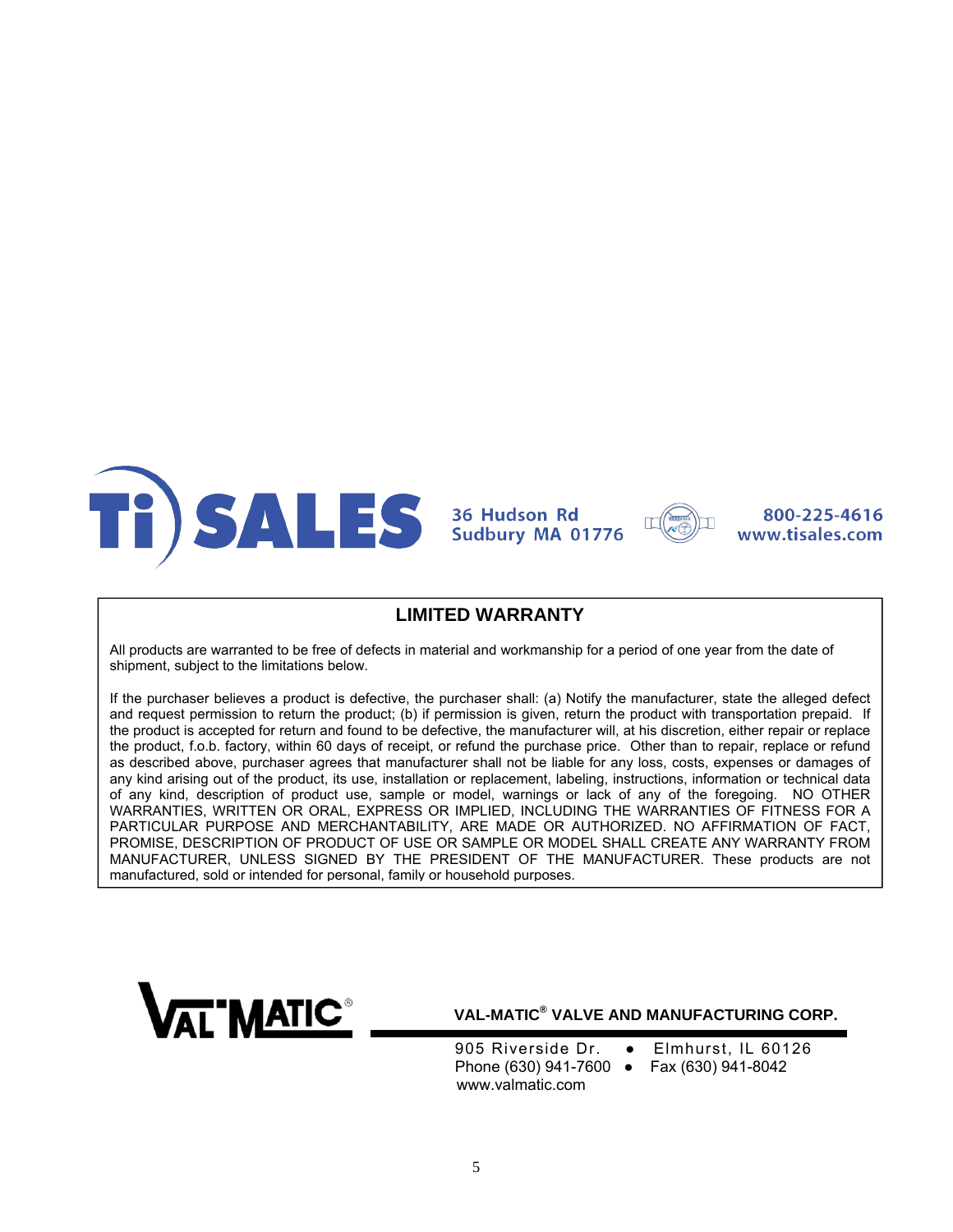Ti) SALES

36 Hudson Rd
Sudbury MA 01776

800-225-4616
www.tisales.com

## LIMITED WARRANTY

All products are warranted to be free of defects in material and workmanship for a period of one year from the date of shipment, subject to the limitations below.

If the purchaser believes a product is defective, the purchaser shall: (a) Notify the manufacturer, state the alleged defect and request permission to return the product; (b) if permission is given, return the product with transportation prepaid. If the product is accepted for return and found to be defective, the manufacturer will, at his discretion, either repair or replace the product, f.o.b. factory, within 60 days of receipt, or refund the purchase price. Other than to repair, replace or refund as described above, purchaser agrees that manufacturer shall not be liable for any loss, costs, expenses or damages of any kind arising out of the product, its use, installation or replacement, labeling, instructions, information or technical data of any kind, description of product use, sample or model, warnings or lack of any of the foregoing. NO OTHER WARRANTIES, WRITTEN OR ORAL, EXPRESS OR IMPLIED, INCLUDING THE WARRANTIES OF FITNESS FOR A PARTICULAR PURPOSE AND MERCHANTABILITY, ARE MADE OR AUTHORIZED. NO AFFIRMATION OF FACT, PROMISE, DESCRIPTION OF PRODUCT OF USE OR SAMPLE OR MODEL SHALL CREATE ANY WARRANTY FROM MANUFACTURER, UNLESS SIGNED BY THE PRESIDENT OF THE MANUFACTURER. These products are not manufactured, sold or intended for personal, family or household purposes.

VAL-MATIC®

**VAL-MATIC® VALVE AND MANUFACTURING CORP.**

905 Riverside Dr. • Elmhurst, IL 60126
Phone (630) 941-7600 • Fax (630) 941-8042
www.valmatic.com